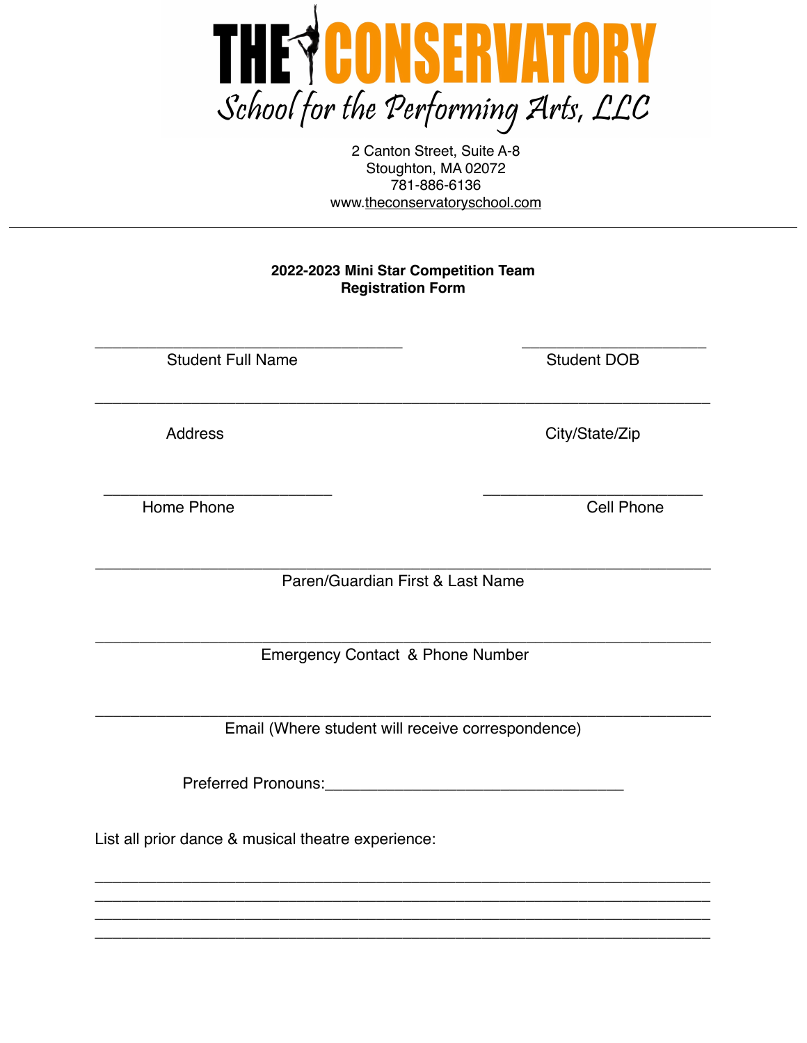# THE CONSERVATORY

*School for the Performing Arts, LLC*

2 Canton Street, Suite A-8
Stoughton, MA 02072
781-886-6136
www.theconservatoryschool.com

---

**2022-2023 Mini Star Competition Team**
**Registration Form**

_________________________________ _____________________
Student Full Name Student DOB

_____________________________________________________________________
Address City/State/Zip

_________________________ ________________________
Home Phone Cell Phone

_____________________________________________________________________
Paren/Guardian First & Last Name

_____________________________________________________________________
Emergency Contact & Phone Number

_____________________________________________________________________
Email (Where student will receive correspondence)

Preferred Pronouns:_________________________________

List all prior dance & musical theatre experience:

_____________________________________________________________________
_____________________________________________________________________
_____________________________________________________________________
_____________________________________________________________________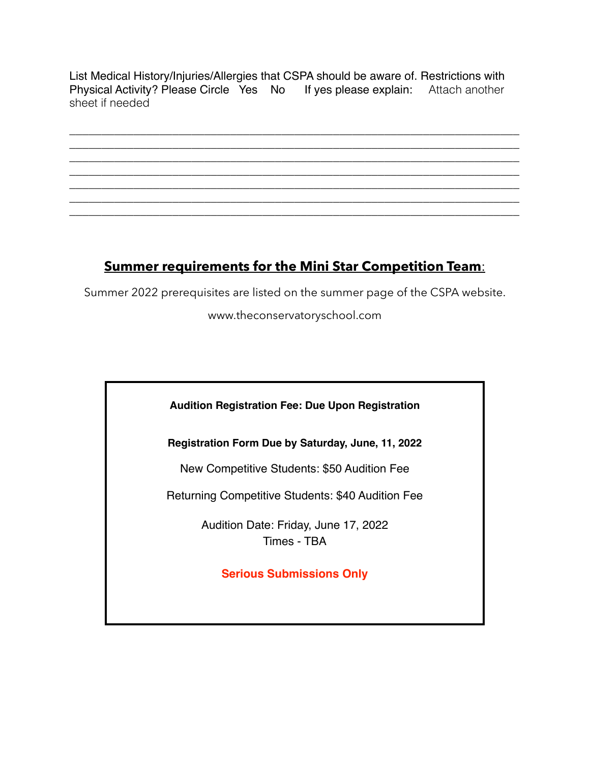List Medical History/Injuries/Allergies that CSPA should be aware of. Restrictions with Physical Activity? Please Circle Yes No If yes please explain: Attach another sheet if needed

_______________________________________________________________________________
_______________________________________________________________________________
_______________________________________________________________________________
_______________________________________________________________________________
_______________________________________________________________________________
_______________________________________________________________________________
_______________________________________________________________________________

## Summer requirements for the Mini Star Competition Team:

Summer 2022 prerequisites are listed on the summer page of the CSPA website.

www.theconservatoryschool.com

**Audition Registration Fee: Due Upon Registration**

**Registration Form Due by Saturday, June, 11, 2022**

New Competitive Students: $50 Audition Fee

Returning Competitive Students: $40 Audition Fee

Audition Date: Friday, June 17, 2022
Times - TBA

**Serious Submissions Only**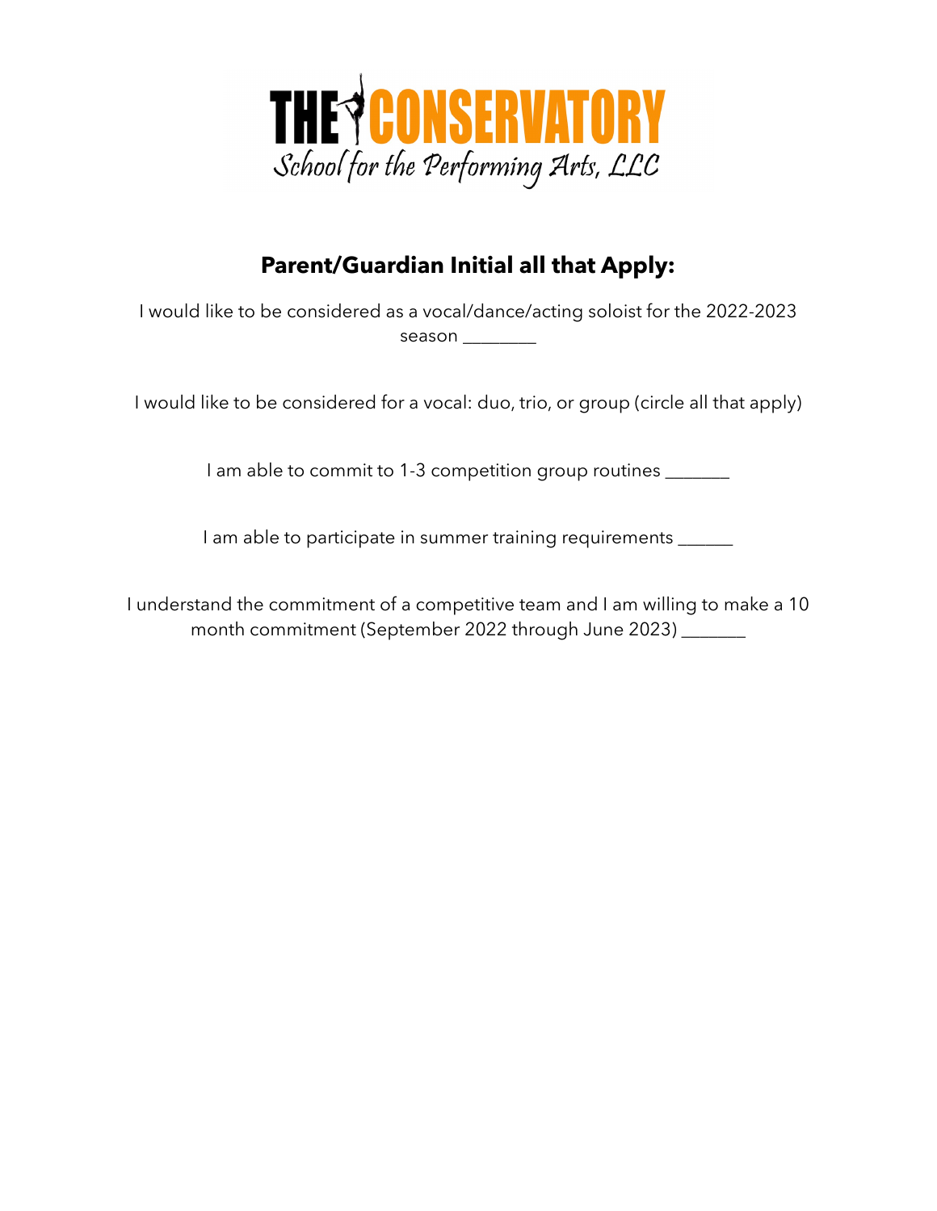# THE CONSERVATORY
*School for the Performing Arts, LLC*

## Parent/Guardian Initial all that Apply:

I would like to be considered as a vocal/dance/acting soloist for the 2022-2023 season ________

I would like to be considered for a vocal: duo, trio, or group (circle all that apply)

I am able to commit to 1-3 competition group routines _______

I am able to participate in summer training requirements ______

I understand the commitment of a competitive team and I am willing to make a 10 month commitment (September 2022 through June 2023) _______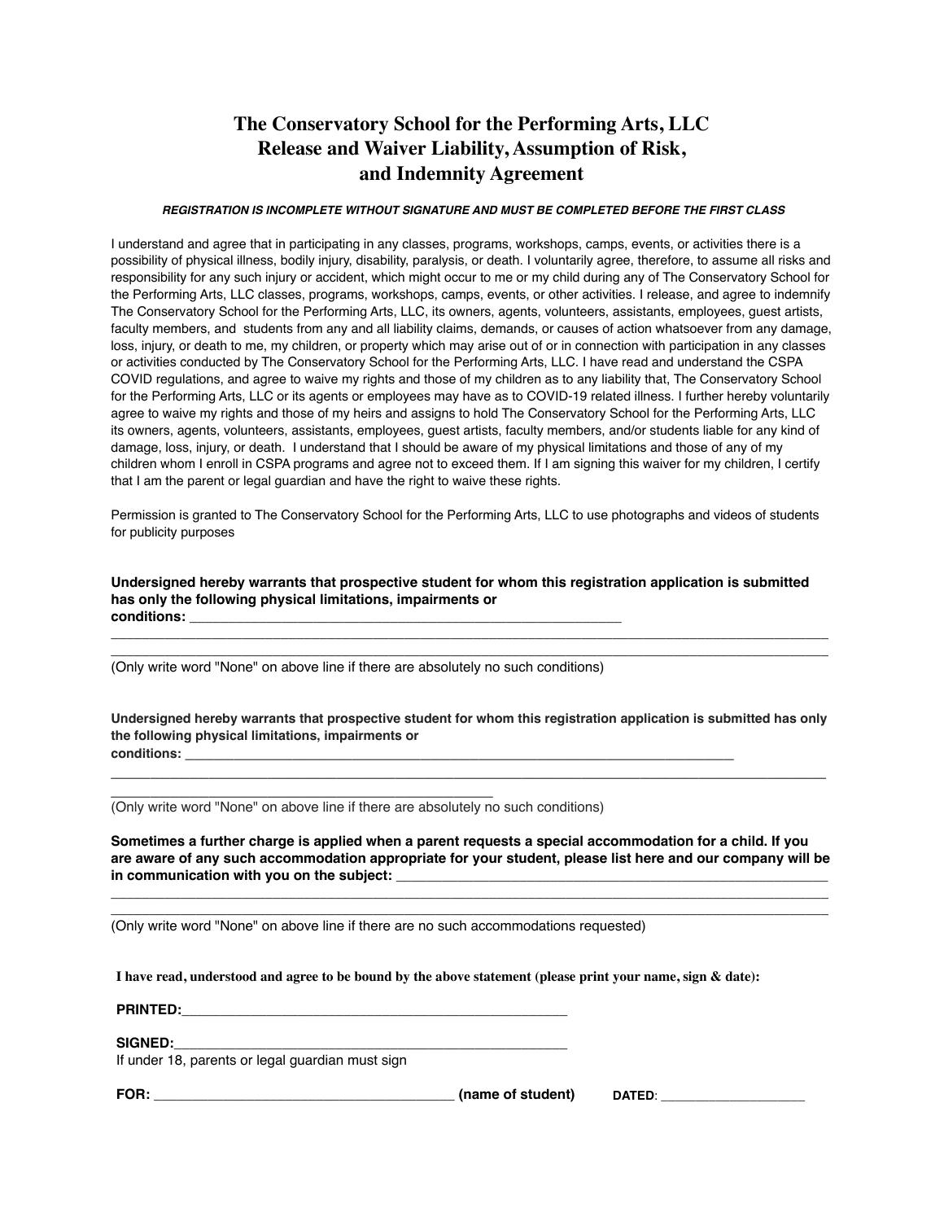# The Conservatory School for the Performing Arts, LLC
# Release and Waiver Liability, Assumption of Risk, and Indemnity Agreement

***REGISTRATION IS INCOMPLETE WITHOUT SIGNATURE AND MUST BE COMPLETED BEFORE THE FIRST CLASS***

I understand and agree that in participating in any classes, programs, workshops, camps, events, or activities there is a possibility of physical illness, bodily injury, disability, paralysis, or death. I voluntarily agree, therefore, to assume all risks and responsibility for any such injury or accident, which might occur to me or my child during any of The Conservatory School for the Performing Arts, LLC classes, programs, workshops, camps, events, or other activities. I release, and agree to indemnify The Conservatory School for the Performing Arts, LLC, its owners, agents, volunteers, assistants, employees, guest artists, faculty members, and students from any and all liability claims, demands, or causes of action whatsoever from any damage, loss, injury, or death to me, my children, or property which may arise out of or in connection with participation in any classes or activities conducted by The Conservatory School for the Performing Arts, LLC. I have read and understand the CSPA COVID regulations, and agree to waive my rights and those of my children as to any liability that, The Conservatory School for the Performing Arts, LLC or its agents or employees may have as to COVID-19 related illness. I further hereby voluntarily agree to waive my rights and those of my heirs and assigns to hold The Conservatory School for the Performing Arts, LLC its owners, agents, volunteers, assistants, employees, guest artists, faculty members, and/or students liable for any kind of damage, loss, injury, or death. I understand that I should be aware of my physical limitations and those of any of my children whom I enroll in CSPA programs and agree not to exceed them. If I am signing this waiver for my children, I certify that I am the parent or legal guardian and have the right to waive these rights.

Permission is granted to The Conservatory School for the Performing Arts, LLC to use photographs and videos of students for publicity purposes

**Undersigned hereby warrants that prospective student for whom this registration application is submitted has only the following physical limitations, impairments or conditions:** ______________________________________________________________

_____________________________________________________________________________________________

_____________________________________________________________________________________________

(Only write word "None" on above line if there are absolutely no such conditions)

**Undersigned hereby warrants that prospective student for whom this registration application is submitted has only the following physical limitations, impairments or conditions:** ______________________________________________________________________________

_____________________________________________________________________________________________

____________________________________________________

(Only write word "None" on above line if there are absolutely no such conditions)

**Sometimes a further charge is applied when a parent requests a special accommodation for a child. If you are aware of any such accommodation appropriate for your student, please list here and our company will be in communication with you on the subject:** ______________________________________________________________

_____________________________________________________________________________________________

_____________________________________________________________________________________________

(Only write word "None" on above line if there are no such accommodations requested)

**I have read, understood and agree to be bound by the above statement (please print your name, sign & date):**

**PRINTED:**_____________________________________________________

**SIGNED:**______________________________________________________

If under 18, parents or legal guardian must sign

**FOR:** __________________________________________ **(name of student)** **DATED**: ______________________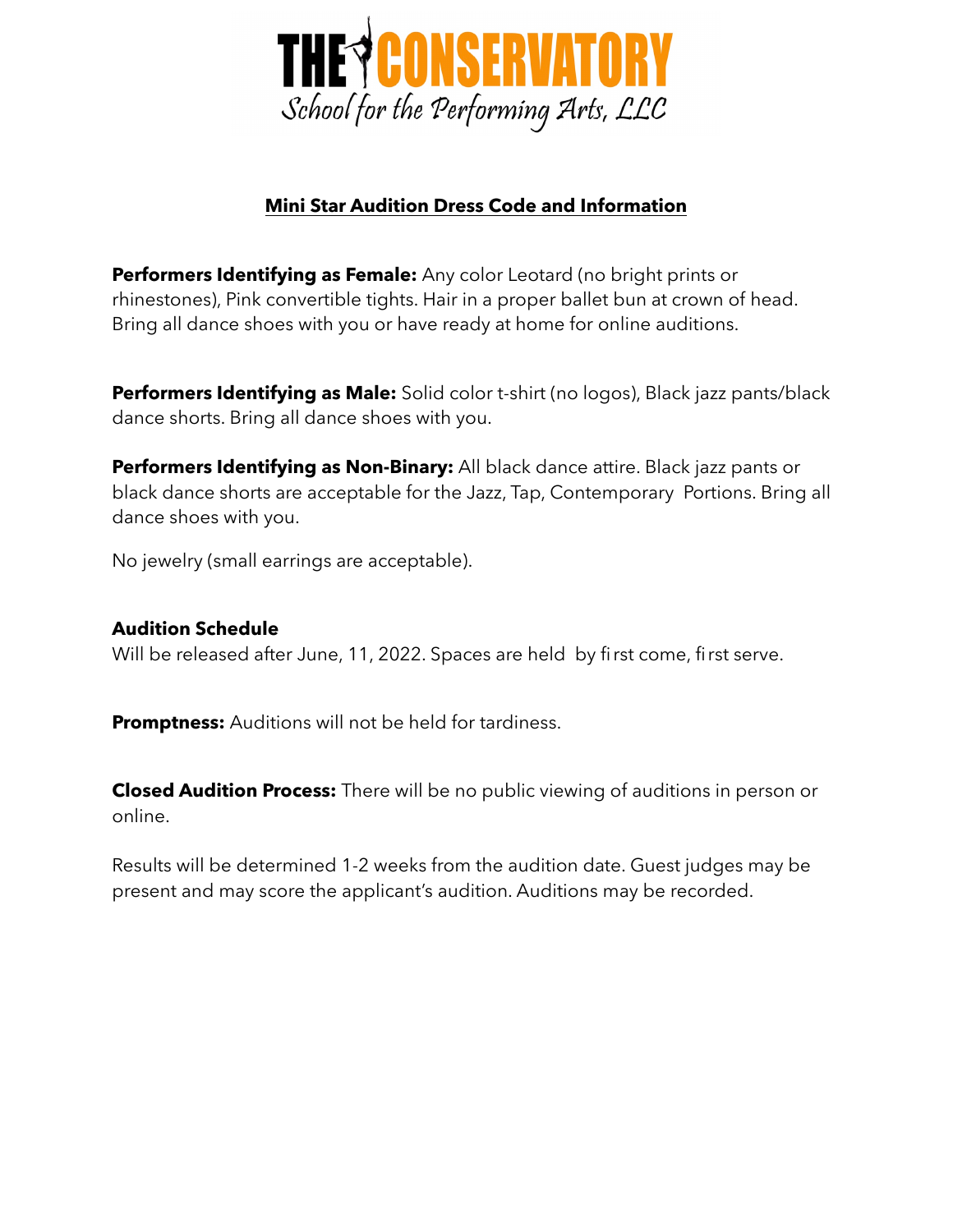# THE CONSERVATORY

*School for the Performing Arts, LLC*

## Mini Star Audition Dress Code and Information

**Performers Identifying as Female:** Any color Leotard (no bright prints or rhinestones), Pink convertible tights. Hair in a proper ballet bun at crown of head. Bring all dance shoes with you or have ready at home for online auditions.

**Performers Identifying as Male:** Solid color t-shirt (no logos), Black jazz pants/black dance shorts. Bring all dance shoes with you.

**Performers Identifying as Non-Binary:** All black dance attire. Black jazz pants or black dance shorts are acceptable for the Jazz, Tap, Contemporary Portions. Bring all dance shoes with you.

No jewelry (small earrings are acceptable).

**Audition Schedule**

Will be released after June, 11, 2022. Spaces are held by first come, first serve.

**Promptness:** Auditions will not be held for tardiness.

**Closed Audition Process:** There will be no public viewing of auditions in person or online.

Results will be determined 1-2 weeks from the audition date. Guest judges may be present and may score the applicant's audition. Auditions may be recorded.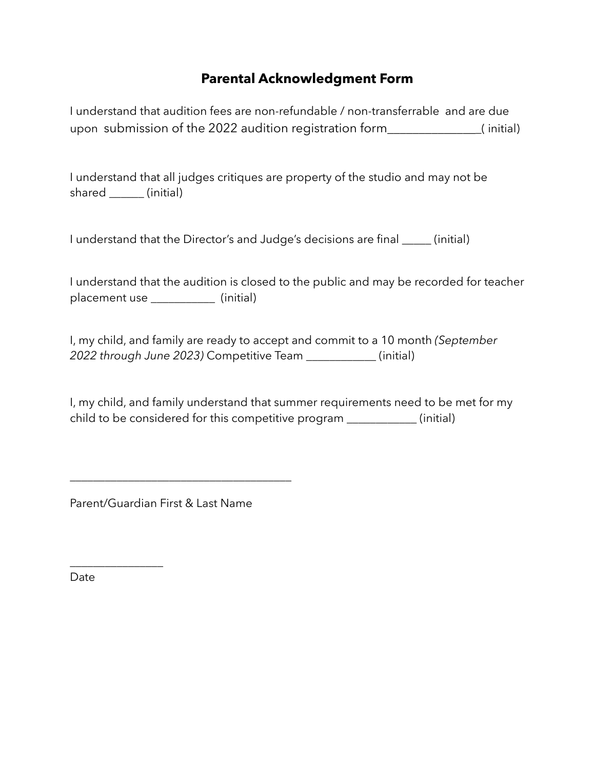# Parental Acknowledgment Form

I understand that audition fees are non-refundable / non-transferrable and are due upon submission of the 2022 audition registration form_______________( initial)

I understand that all judges critiques are property of the studio and may not be shared ______ (initial)

I understand that the Director's and Judge's decisions are final _____ (initial)

I understand that the audition is closed to the public and may be recorded for teacher placement use ___________ (initial)

I, my child, and family are ready to accept and commit to a 10 month *(September 2022 through June 2023)* Competitive Team ____________ (initial)

I, my child, and family understand that summer requirements need to be met for my child to be considered for this competitive program ____________ (initial)

______________________________________

Parent/Guardian First & Last Name

________________

Date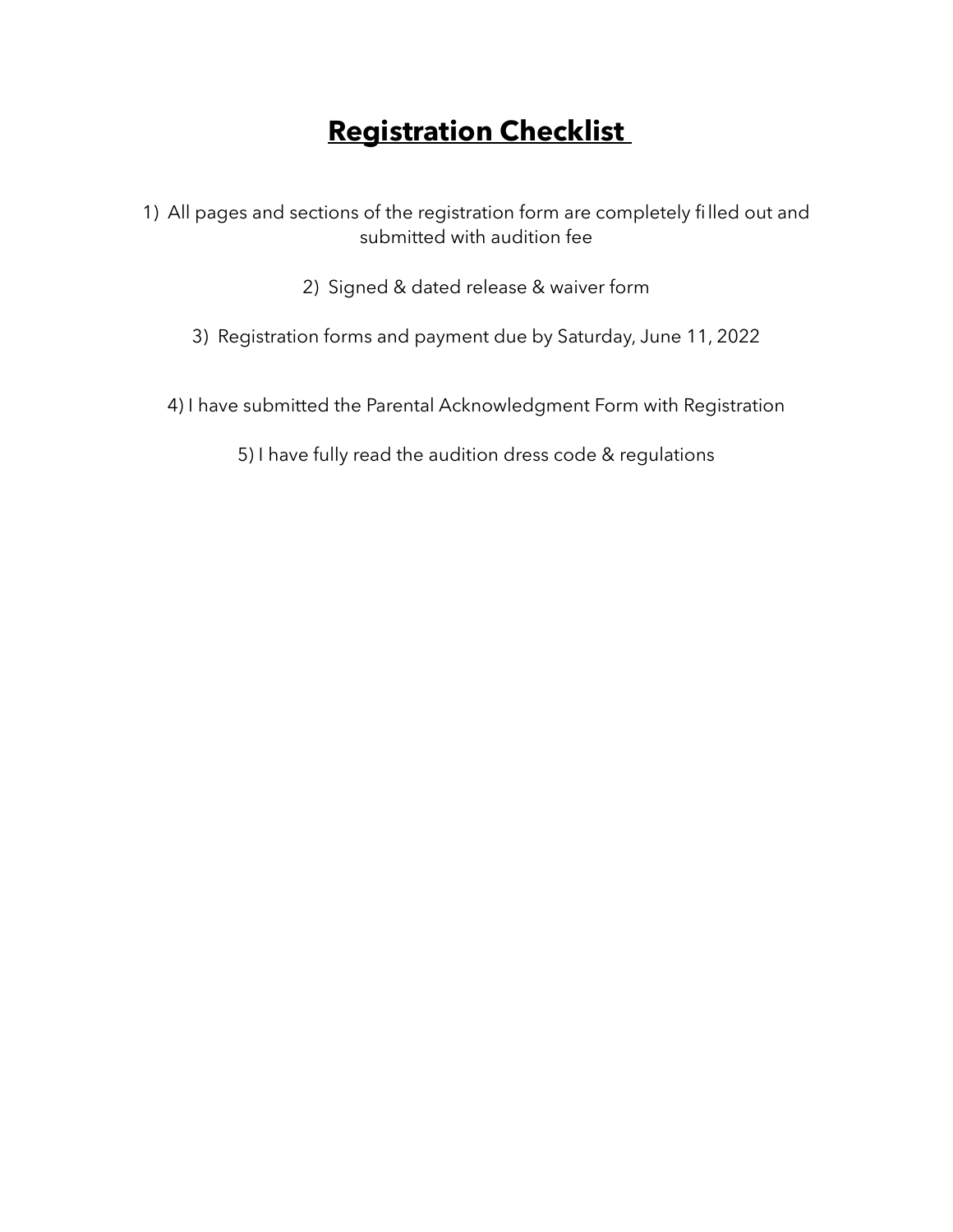# **Registration Checklist**

1) All pages and sections of the registration form are completely filled out and submitted with audition fee

2) Signed & dated release & waiver form

3) Registration forms and payment due by Saturday, June 11, 2022

4) I have submitted the Parental Acknowledgment Form with Registration

5) I have fully read the audition dress code & regulations